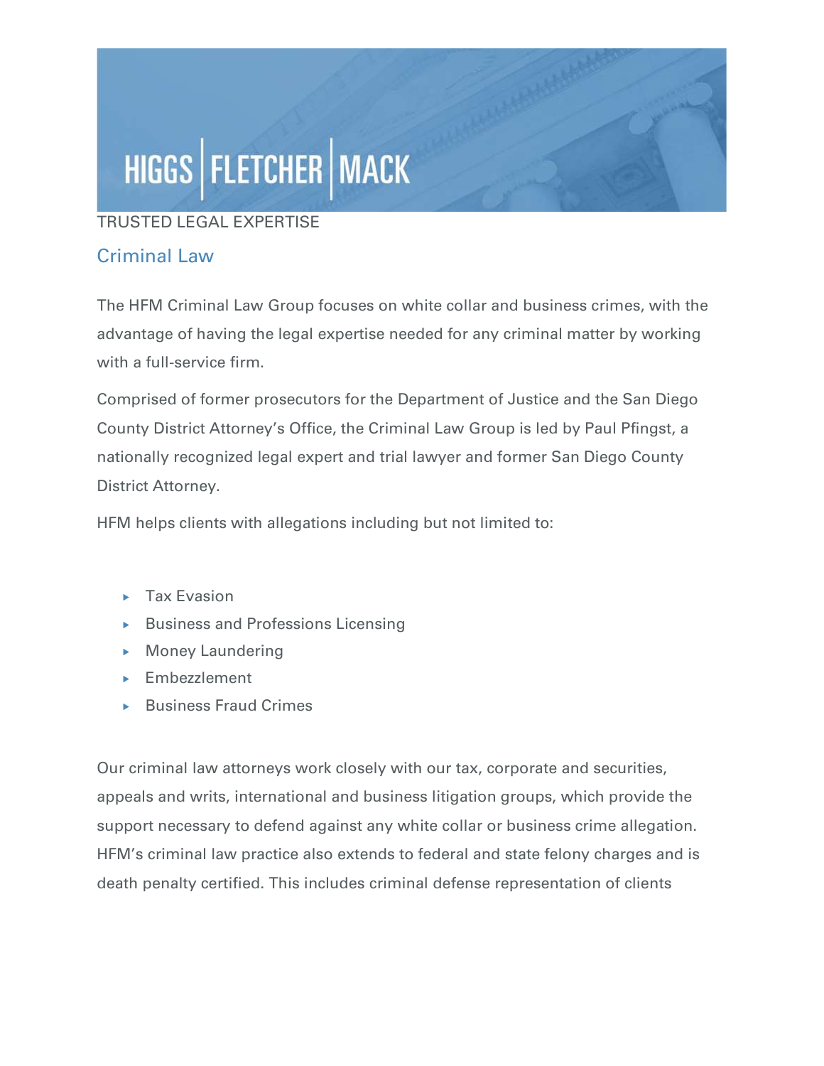HIGGS | FLETCHER | MACK

TRUSTED LEGAL EXPERTISE

## Criminal Law

The HFM Criminal Law Group focuses on white collar and business crimes, with the advantage of having the legal expertise needed for any criminal matter by working with a full-service firm.

Comprised of former prosecutors for the Department of Justice and the San Diego County District Attorney's Office, the Criminal Law Group is led by Paul Pfingst, a nationally recognized legal expert and trial lawyer and former San Diego County District Attorney.

HFM helps clients with allegations including but not limited to:

- Tax Evasion
- Business and Professions Licensing
- Money Laundering
- Embezzlement
- Business Fraud Crimes

Our criminal law attorneys work closely with our tax, corporate and securities, appeals and writs, international and business litigation groups, which provide the support necessary to defend against any white collar or business crime allegation. HFM's criminal law practice also extends to federal and state felony charges and is death penalty certified. This includes criminal defense representation of clients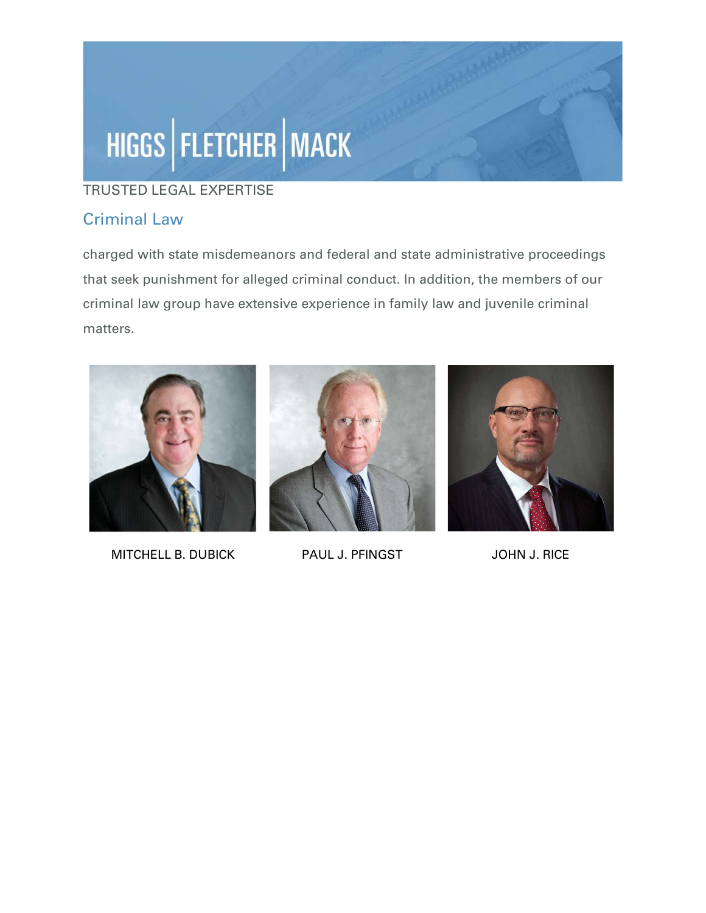HIGGS | FLETCHER | MACK

TRUSTED LEGAL EXPERTISE

## Criminal Law

charged with state misdemeanors and federal and state administrative proceedings that seek punishment for alleged criminal conduct. In addition, the members of our criminal law group have extensive experience in family law and juvenile criminal matters.

MITCHELL B. DUBICK

PAUL J. PFINGST

JOHN J. RICE